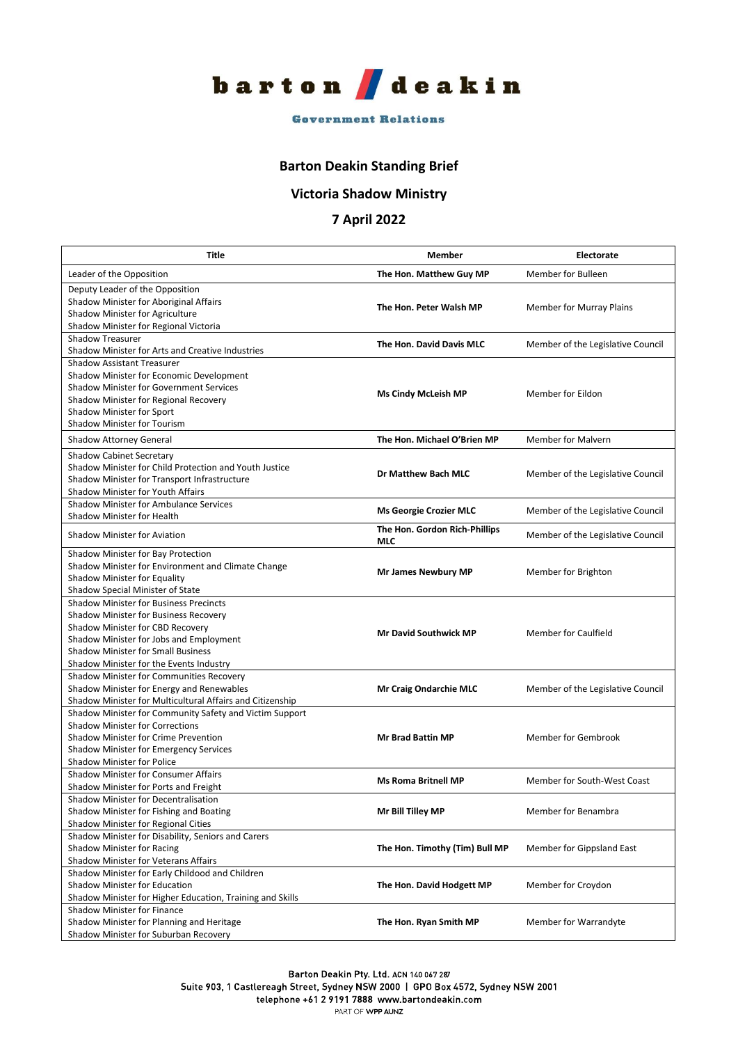barton deakin

Government Relations

## Barton Deakin Standing Brief

## Victoria Shadow Ministry

## 7 April 2022

| Title | Member | Electorate |
| --- | --- | --- |
| Leader of the Opposition | **The Hon. Matthew Guy MP** | Member for Bulleen |
| Deputy Leader of the Opposition<br>Shadow Minister for Aboriginal Affairs<br>Shadow Minister for Agriculture<br>Shadow Minister for Regional Victoria | **The Hon. Peter Walsh MP** | Member for Murray Plains |
| Shadow Treasurer<br>Shadow Minister for Arts and Creative Industries | **The Hon. David Davis MLC** | Member of the Legislative Council |
| Shadow Assistant Treasurer<br>Shadow Minister for Economic Development<br>Shadow Minister for Government Services<br>Shadow Minister for Regional Recovery<br>Shadow Minister for Sport<br>Shadow Minister for Tourism | **Ms Cindy McLeish MP** | Member for Eildon |
| Shadow Attorney General | **The Hon. Michael O'Brien MP** | Member for Malvern |
| Shadow Cabinet Secretary<br>Shadow Minister for Child Protection and Youth Justice<br>Shadow Minister for Transport Infrastructure<br>Shadow Minister for Youth Affairs | **Dr Matthew Bach MLC** | Member of the Legislative Council |
| Shadow Minister for Ambulance Services<br>Shadow Minister for Health | **Ms Georgie Crozier MLC** | Member of the Legislative Council |
| Shadow Minister for Aviation | **The Hon. Gordon Rich-Phillips MLC** | Member of the Legislative Council |
| Shadow Minister for Bay Protection<br>Shadow Minister for Environment and Climate Change<br>Shadow Minister for Equality<br>Shadow Special Minister of State | **Mr James Newbury MP** | Member for Brighton |
| Shadow Minister for Business Precincts<br>Shadow Minister for Business Recovery<br>Shadow Minister for CBD Recovery<br>Shadow Minister for Jobs and Employment<br>Shadow Minister for Small Business<br>Shadow Minister for the Events Industry | **Mr David Southwick MP** | Member for Caulfield |
| Shadow Minister for Communities Recovery<br>Shadow Minister for Energy and Renewables<br>Shadow Minister for Multicultural Affairs and Citizenship | **Mr Craig Ondarchie MLC** | Member of the Legislative Council |
| Shadow Minister for Community Safety and Victim Support<br>Shadow Minister for Corrections<br>Shadow Minister for Crime Prevention<br>Shadow Minister for Emergency Services<br>Shadow Minister for Police | **Mr Brad Battin MP** | Member for Gembrook |
| Shadow Minister for Consumer Affairs<br>Shadow Minister for Ports and Freight | **Ms Roma Britnell MP** | Member for South-West Coast |
| Shadow Minister for Decentralisation<br>Shadow Minister for Fishing and Boating<br>Shadow Minister for Regional Cities | **Mr Bill Tilley MP** | Member for Benambra |
| Shadow Minister for Disability, Seniors and Carers<br>Shadow Minister for Racing<br>Shadow Minister for Veterans Affairs | **The Hon. Timothy (Tim) Bull MP** | Member for Gippsland East |
| Shadow Minister for Early Childood and Children<br>Shadow Minister for Education<br>Shadow Minister for Higher Education, Training and Skills | **The Hon. David Hodgett MP** | Member for Croydon |
| Shadow Minister for Finance<br>Shadow Minister for Planning and Heritage<br>Shadow Minister for Suburban Recovery | **The Hon. Ryan Smith MP** | Member for Warrandyte |

Barton Deakin Pty. Ltd. ACN 140 067 287
Suite 903, 1 Castlereagh Street, Sydney NSW 2000 | GPO Box 4572, Sydney NSW 2001
telephone +61 2 9191 7888 www.bartondeakin.com
PART OF WPP AUNZ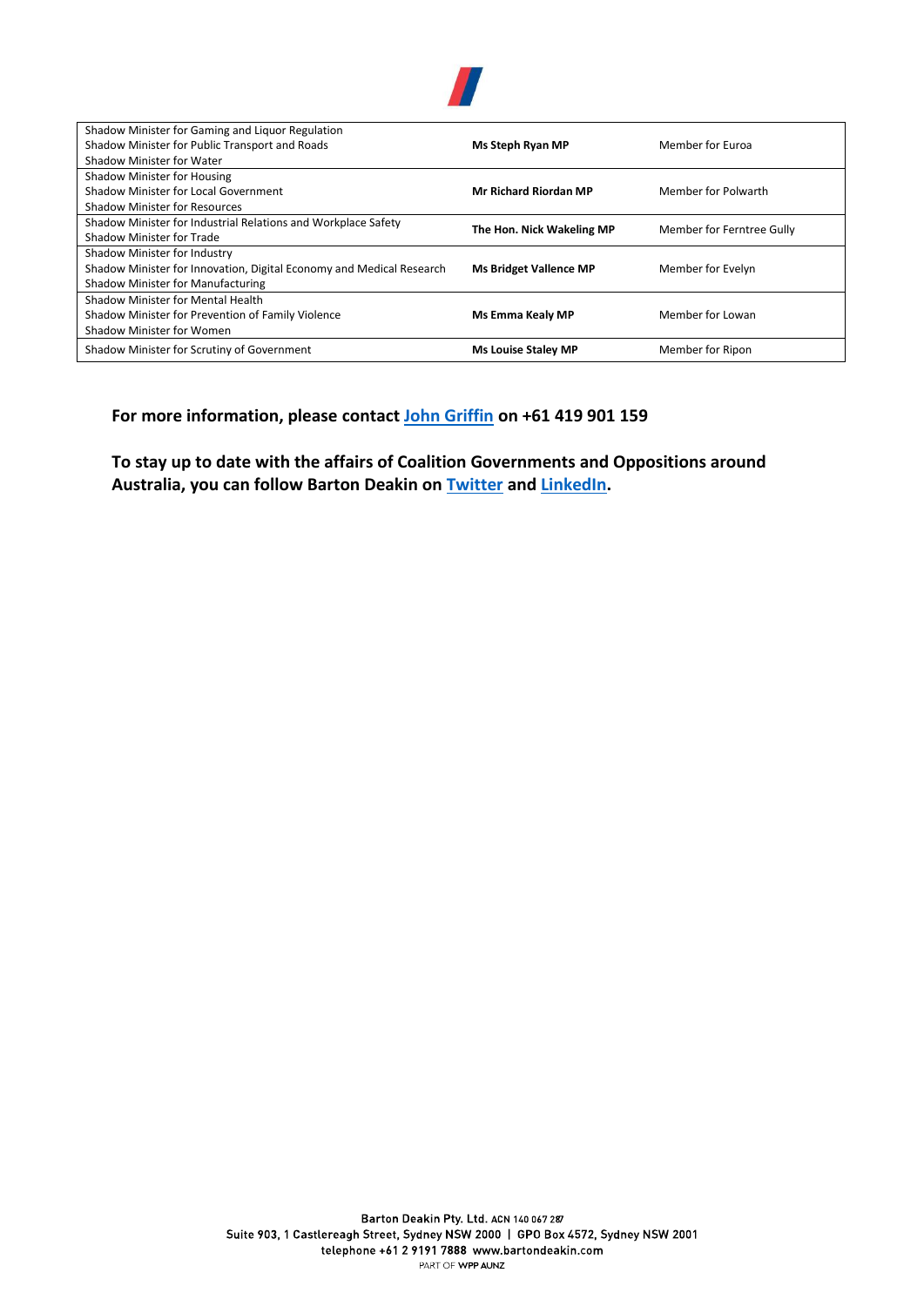| | | |
|---|---|---|
| Shadow Minister for Gaming and Liquor Regulation<br>Shadow Minister for Public Transport and Roads<br>Shadow Minister for Water | **Ms Steph Ryan MP** | Member for Euroa |
| Shadow Minister for Housing<br>Shadow Minister for Local Government<br>Shadow Minister for Resources | **Mr Richard Riordan MP** | Member for Polwarth |
| Shadow Minister for Industrial Relations and Workplace Safety<br>Shadow Minister for Trade | **The Hon. Nick Wakeling MP** | Member for Ferntree Gully |
| Shadow Minister for Industry<br>Shadow Minister for Innovation, Digital Economy and Medical Research<br>Shadow Minister for Manufacturing | **Ms Bridget Vallence MP** | Member for Evelyn |
| Shadow Minister for Mental Health<br>Shadow Minister for Prevention of Family Violence<br>Shadow Minister for Women | **Ms Emma Kealy MP** | Member for Lowan |
| Shadow Minister for Scrutiny of Government | **Ms Louise Staley MP** | Member for Ripon |

**For more information, please contact John Griffin on +61 419 901 159**

**To stay up to date with the affairs of Coalition Governments and Oppositions around Australia, you can follow Barton Deakin on Twitter and LinkedIn.**

Barton Deakin Pty. Ltd. ACN 140 067 287
Suite 903, 1 Castlereagh Street, Sydney NSW 2000 | GPO Box 4572, Sydney NSW 2001
telephone +61 2 9191 7888 www.bartondeakin.com
PART OF WPP AUNZ